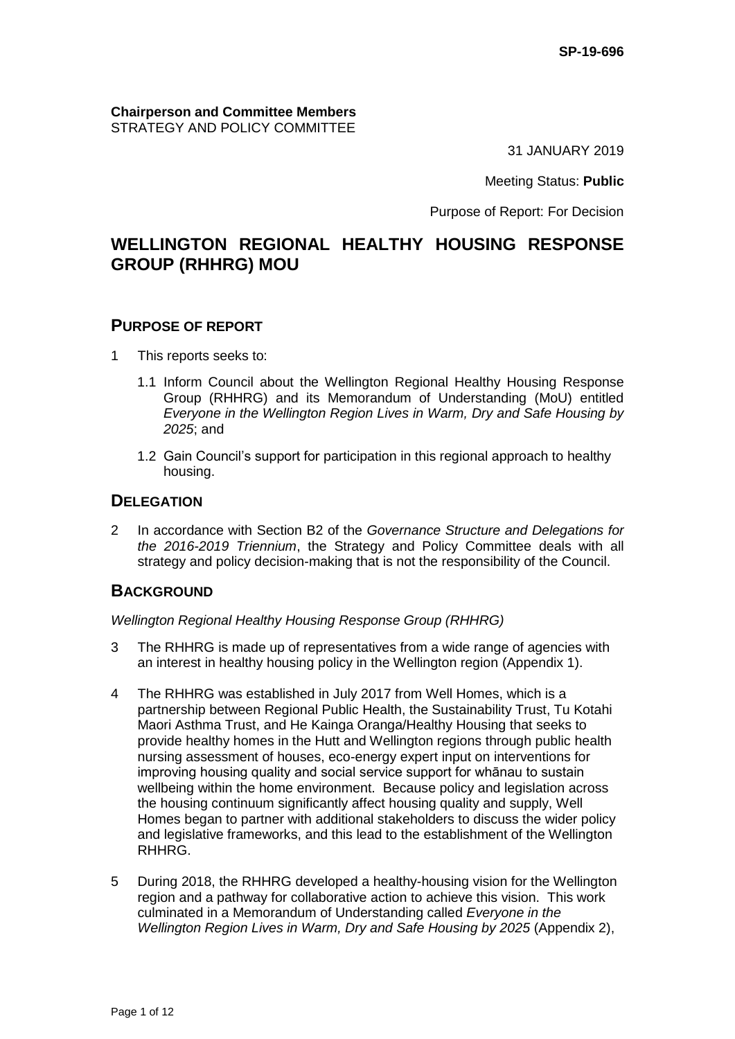SP-19-696

**Chairperson and Committee Members**
STRATEGY AND POLICY COMMITTEE

31 JANUARY 2019

Meeting Status: **Public**

Purpose of Report: For Decision

# WELLINGTON REGIONAL HEALTHY HOUSING RESPONSE GROUP (RHHRG) MOU

## PURPOSE OF REPORT

1 This reports seeks to:

  1.1 Inform Council about the Wellington Regional Healthy Housing Response Group (RHHRG) and its Memorandum of Understanding (MoU) entitled *Everyone in the Wellington Region Lives in Warm, Dry and Safe Housing by 2025*; and

  1.2 Gain Council's support for participation in this regional approach to healthy housing.

## DELEGATION

2 In accordance with Section B2 of the *Governance Structure and Delegations for the 2016-2019 Triennium*, the Strategy and Policy Committee deals with all strategy and policy decision-making that is not the responsibility of the Council.

## BACKGROUND

*Wellington Regional Healthy Housing Response Group (RHHRG)*

3 The RHHRG is made up of representatives from a wide range of agencies with an interest in healthy housing policy in the Wellington region (Appendix 1).

4 The RHHRG was established in July 2017 from Well Homes, which is a partnership between Regional Public Health, the Sustainability Trust, Tu Kotahi Maori Asthma Trust, and He Kainga Oranga/Healthy Housing that seeks to provide healthy homes in the Hutt and Wellington regions through public health nursing assessment of houses, eco-energy expert input on interventions for improving housing quality and social service support for whānau to sustain wellbeing within the home environment. Because policy and legislation across the housing continuum significantly affect housing quality and supply, Well Homes began to partner with additional stakeholders to discuss the wider policy and legislative frameworks, and this lead to the establishment of the Wellington RHHRG.

5 During 2018, the RHHRG developed a healthy-housing vision for the Wellington region and a pathway for collaborative action to achieve this vision. This work culminated in a Memorandum of Understanding called *Everyone in the Wellington Region Lives in Warm, Dry and Safe Housing by 2025* (Appendix 2),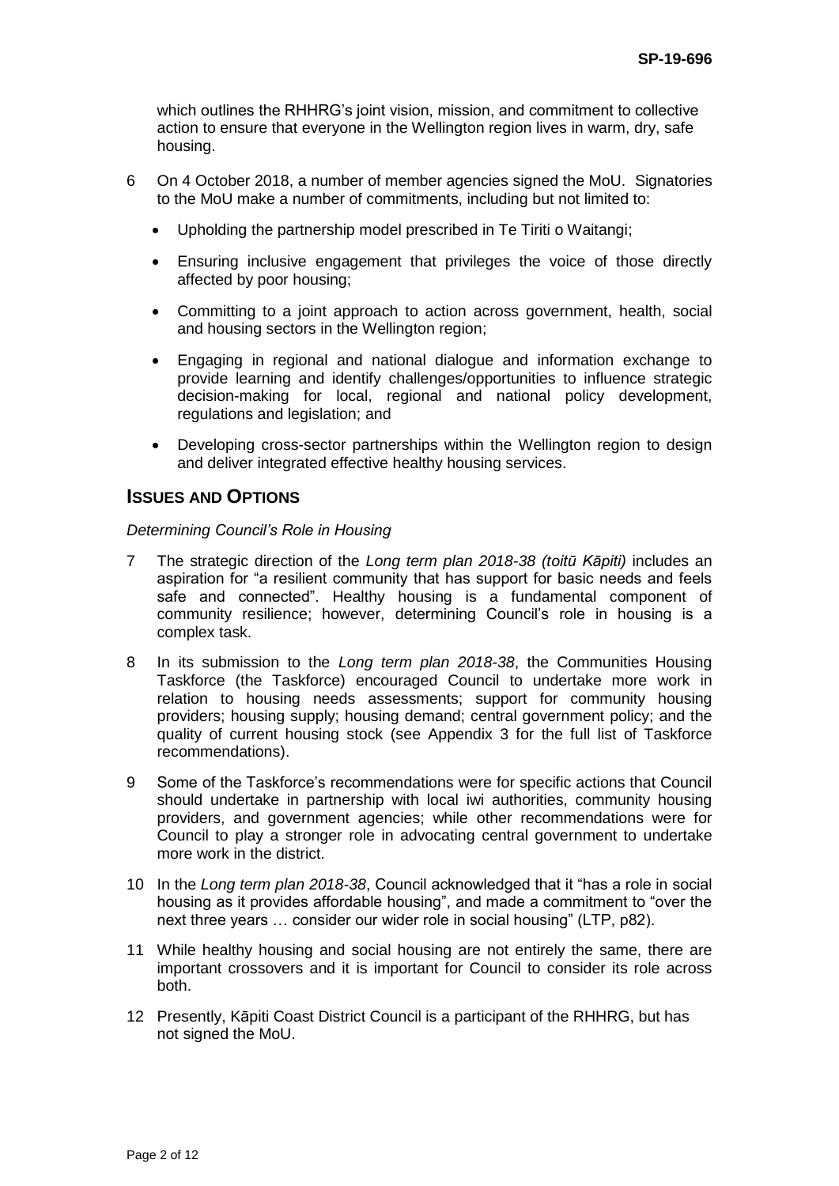which outlines the RHHRG's joint vision, mission, and commitment to collective action to ensure that everyone in the Wellington region lives in warm, dry, safe housing.

6 On 4 October 2018, a number of member agencies signed the MoU. Signatories to the MoU make a number of commitments, including but not limited to:

- Upholding the partnership model prescribed in Te Tiriti o Waitangi;
- Ensuring inclusive engagement that privileges the voice of those directly affected by poor housing;
- Committing to a joint approach to action across government, health, social and housing sectors in the Wellington region;
- Engaging in regional and national dialogue and information exchange to provide learning and identify challenges/opportunities to influence strategic decision-making for local, regional and national policy development, regulations and legislation; and
- Developing cross-sector partnerships within the Wellington region to design and deliver integrated effective healthy housing services.

## ISSUES AND OPTIONS

*Determining Council's Role in Housing*

7 The strategic direction of the *Long term plan 2018-38 (toitū Kāpiti)* includes an aspiration for "a resilient community that has support for basic needs and feels safe and connected". Healthy housing is a fundamental component of community resilience; however, determining Council's role in housing is a complex task.

8 In its submission to the *Long term plan 2018-38*, the Communities Housing Taskforce (the Taskforce) encouraged Council to undertake more work in relation to housing needs assessments; support for community housing providers; housing supply; housing demand; central government policy; and the quality of current housing stock (see Appendix 3 for the full list of Taskforce recommendations).

9 Some of the Taskforce's recommendations were for specific actions that Council should undertake in partnership with local iwi authorities, community housing providers, and government agencies; while other recommendations were for Council to play a stronger role in advocating central government to undertake more work in the district.

10 In the *Long term plan 2018-38*, Council acknowledged that it "has a role in social housing as it provides affordable housing", and made a commitment to "over the next three years … consider our wider role in social housing" (LTP, p82).

11 While healthy housing and social housing are not entirely the same, there are important crossovers and it is important for Council to consider its role across both.

12 Presently, Kāpiti Coast District Council is a participant of the RHHRG, but has not signed the MoU.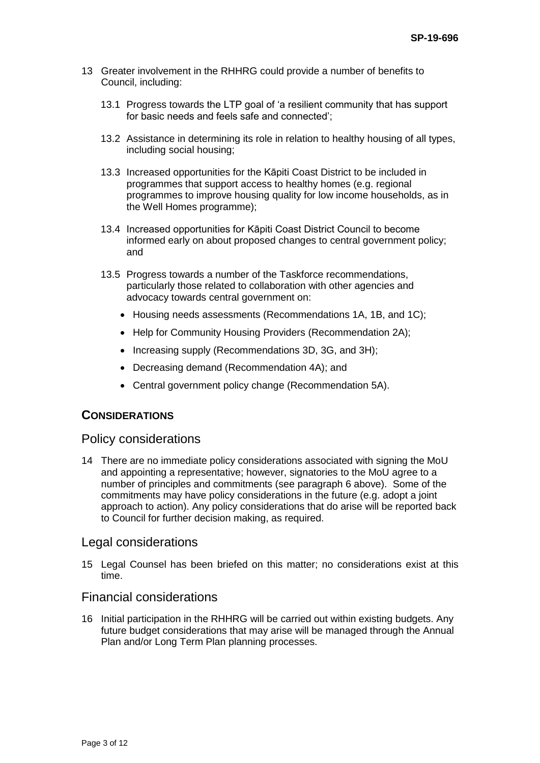13 Greater involvement in the RHHRG could provide a number of benefits to Council, including:

13.1 Progress towards the LTP goal of 'a resilient community that has support for basic needs and feels safe and connected';

13.2 Assistance in determining its role in relation to healthy housing of all types, including social housing;

13.3 Increased opportunities for the Kāpiti Coast District to be included in programmes that support access to healthy homes (e.g. regional programmes to improve housing quality for low income households, as in the Well Homes programme);

13.4 Increased opportunities for Kāpiti Coast District Council to become informed early on about proposed changes to central government policy; and

13.5 Progress towards a number of the Taskforce recommendations, particularly those related to collaboration with other agencies and advocacy towards central government on:

- Housing needs assessments (Recommendations 1A, 1B, and 1C);
- Help for Community Housing Providers (Recommendation 2A);
- Increasing supply (Recommendations 3D, 3G, and 3H);
- Decreasing demand (Recommendation 4A); and
- Central government policy change (Recommendation 5A).

## CONSIDERATIONS

### Policy considerations

14 There are no immediate policy considerations associated with signing the MoU and appointing a representative; however, signatories to the MoU agree to a number of principles and commitments (see paragraph 6 above). Some of the commitments may have policy considerations in the future (e.g. adopt a joint approach to action). Any policy considerations that do arise will be reported back to Council for further decision making, as required.

### Legal considerations

15 Legal Counsel has been briefed on this matter; no considerations exist at this time.

### Financial considerations

16 Initial participation in the RHHRG will be carried out within existing budgets. Any future budget considerations that may arise will be managed through the Annual Plan and/or Long Term Plan planning processes.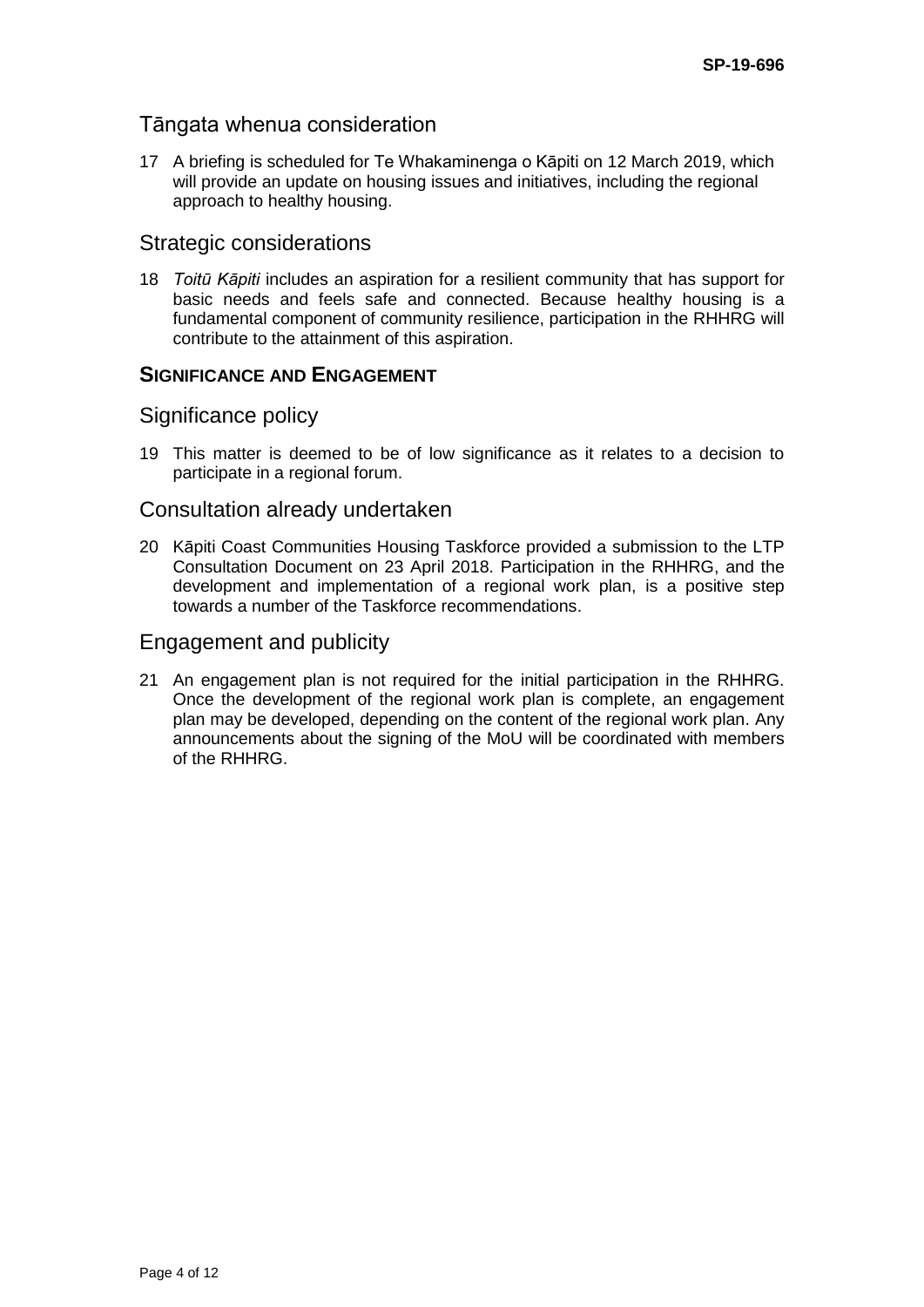## Tāngata whenua consideration

17 A briefing is scheduled for Te Whakaminenga o Kāpiti on 12 March 2019, which will provide an update on housing issues and initiatives, including the regional approach to healthy housing.

## Strategic considerations

18 *Toitū Kāpiti* includes an aspiration for a resilient community that has support for basic needs and feels safe and connected. Because healthy housing is a fundamental component of community resilience, participation in the RHHRG will contribute to the attainment of this aspiration.

# SIGNIFICANCE AND ENGAGEMENT

## Significance policy

19 This matter is deemed to be of low significance as it relates to a decision to participate in a regional forum.

## Consultation already undertaken

20 Kāpiti Coast Communities Housing Taskforce provided a submission to the LTP Consultation Document on 23 April 2018. Participation in the RHHRG, and the development and implementation of a regional work plan, is a positive step towards a number of the Taskforce recommendations.

## Engagement and publicity

21 An engagement plan is not required for the initial participation in the RHHRG. Once the development of the regional work plan is complete, an engagement plan may be developed, depending on the content of the regional work plan. Any announcements about the signing of the MoU will be coordinated with members of the RHHRG.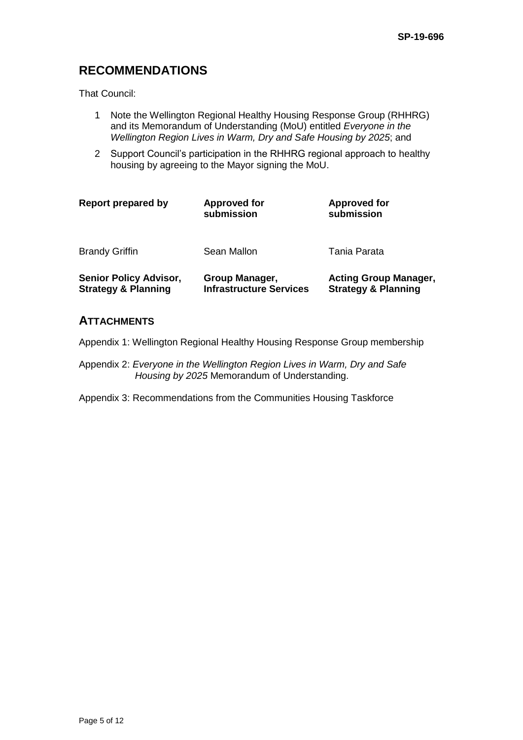## RECOMMENDATIONS

That Council:

1. Note the Wellington Regional Healthy Housing Response Group (RHHRG) and its Memorandum of Understanding (MoU) entitled *Everyone in the Wellington Region Lives in Warm, Dry and Safe Housing by 2025*; and
2. Support Council's participation in the RHHRG regional approach to healthy housing by agreeing to the Mayor signing the MoU.

| **Report prepared by** | **Approved for submission** | **Approved for submission** |
|---|---|---|
| Brandy Griffin | Sean Mallon | Tania Parata |
| **Senior Policy Advisor, Strategy & Planning** | **Group Manager, Infrastructure Services** | **Acting Group Manager, Strategy & Planning** |

## ATTACHMENTS

Appendix 1: Wellington Regional Healthy Housing Response Group membership

Appendix 2: *Everyone in the Wellington Region Lives in Warm, Dry and Safe Housing by 2025* Memorandum of Understanding.

Appendix 3: Recommendations from the Communities Housing Taskforce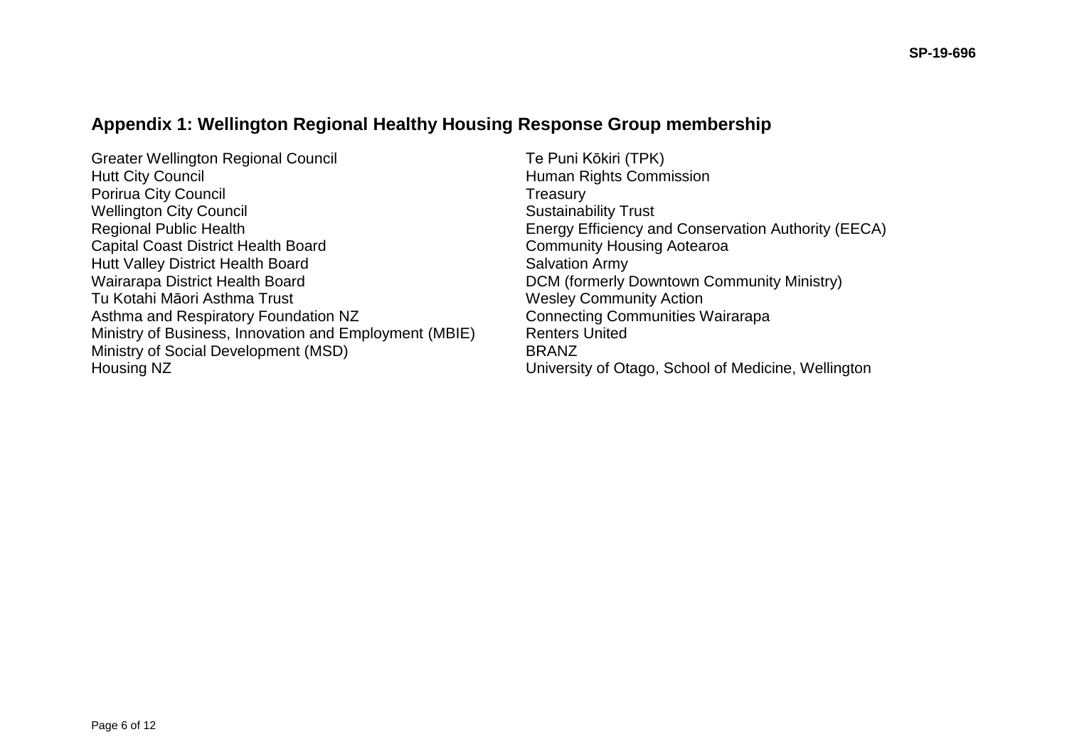## Appendix 1: Wellington Regional Healthy Housing Response Group membership

Greater Wellington Regional Council
Hutt City Council
Porirua City Council
Wellington City Council
Regional Public Health
Capital Coast District Health Board
Hutt Valley District Health Board
Wairarapa District Health Board
Tu Kotahi Māori Asthma Trust
Asthma and Respiratory Foundation NZ
Ministry of Business, Innovation and Employment (MBIE)
Ministry of Social Development (MSD)
Housing NZ
Te Puni Kōkiri (TPK)
Human Rights Commission
Treasury
Sustainability Trust
Energy Efficiency and Conservation Authority (EECA)
Community Housing Aotearoa
Salvation Army
DCM (formerly Downtown Community Ministry)
Wesley Community Action
Connecting Communities Wairarapa
Renters United
BRANZ
University of Otago, School of Medicine, Wellington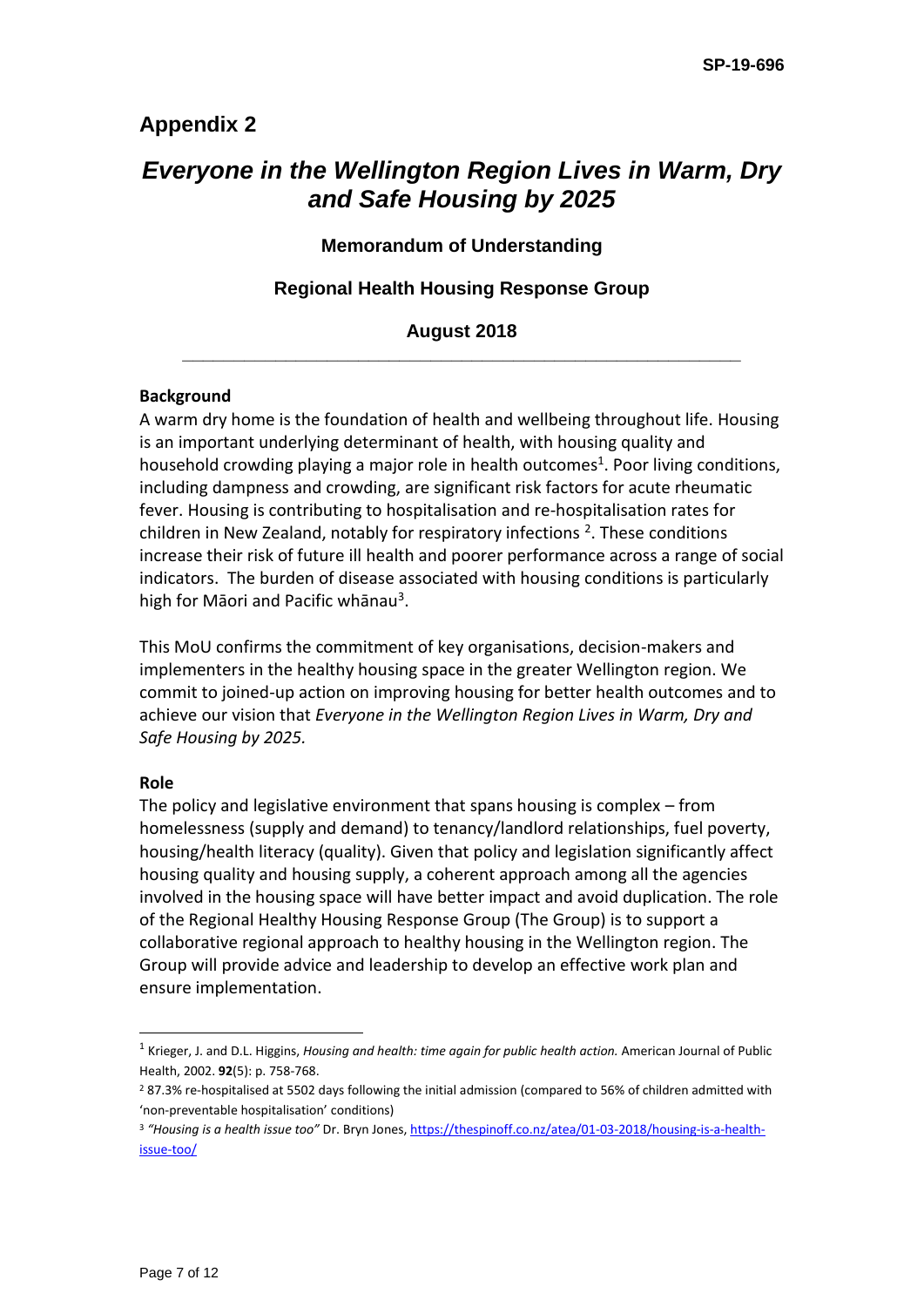# Appendix 2

## *Everyone in the Wellington Region Lives in Warm, Dry and Safe Housing by 2025*

### Memorandum of Understanding

### Regional Health Housing Response Group

### August 2018

---

**Background**

A warm dry home is the foundation of health and wellbeing throughout life. Housing is an important underlying determinant of health, with housing quality and household crowding playing a major role in health outcomes[1]. Poor living conditions, including dampness and crowding, are significant risk factors for acute rheumatic fever. Housing is contributing to hospitalisation and re-hospitalisation rates for children in New Zealand, notably for respiratory infections [2]. These conditions increase their risk of future ill health and poorer performance across a range of social indicators. The burden of disease associated with housing conditions is particularly high for Māori and Pacific whānau[3].

This MoU confirms the commitment of key organisations, decision-makers and implementers in the healthy housing space in the greater Wellington region. We commit to joined-up action on improving housing for better health outcomes and to achieve our vision that *Everyone in the Wellington Region Lives in Warm, Dry and Safe Housing by 2025.*

**Role**

The policy and legislative environment that spans housing is complex – from homelessness (supply and demand) to tenancy/landlord relationships, fuel poverty, housing/health literacy (quality). Given that policy and legislation significantly affect housing quality and housing supply, a coherent approach among all the agencies involved in the housing space will have better impact and avoid duplication. The role of the Regional Healthy Housing Response Group (The Group) is to support a collaborative regional approach to healthy housing in the Wellington region. The Group will provide advice and leadership to develop an effective work plan and ensure implementation.

---

[1] Krieger, J. and D.L. Higgins, *Housing and health: time again for public health action.* American Journal of Public Health, 2002. **92**(5): p. 758-768.

[2] 87.3% re-hospitalised at 5502 days following the initial admission (compared to 56% of children admitted with 'non-preventable hospitalisation' conditions)

[3] *"Housing is a health issue too"* Dr. Bryn Jones, https://thespinoff.co.nz/atea/01-03-2018/housing-is-a-health-issue-too/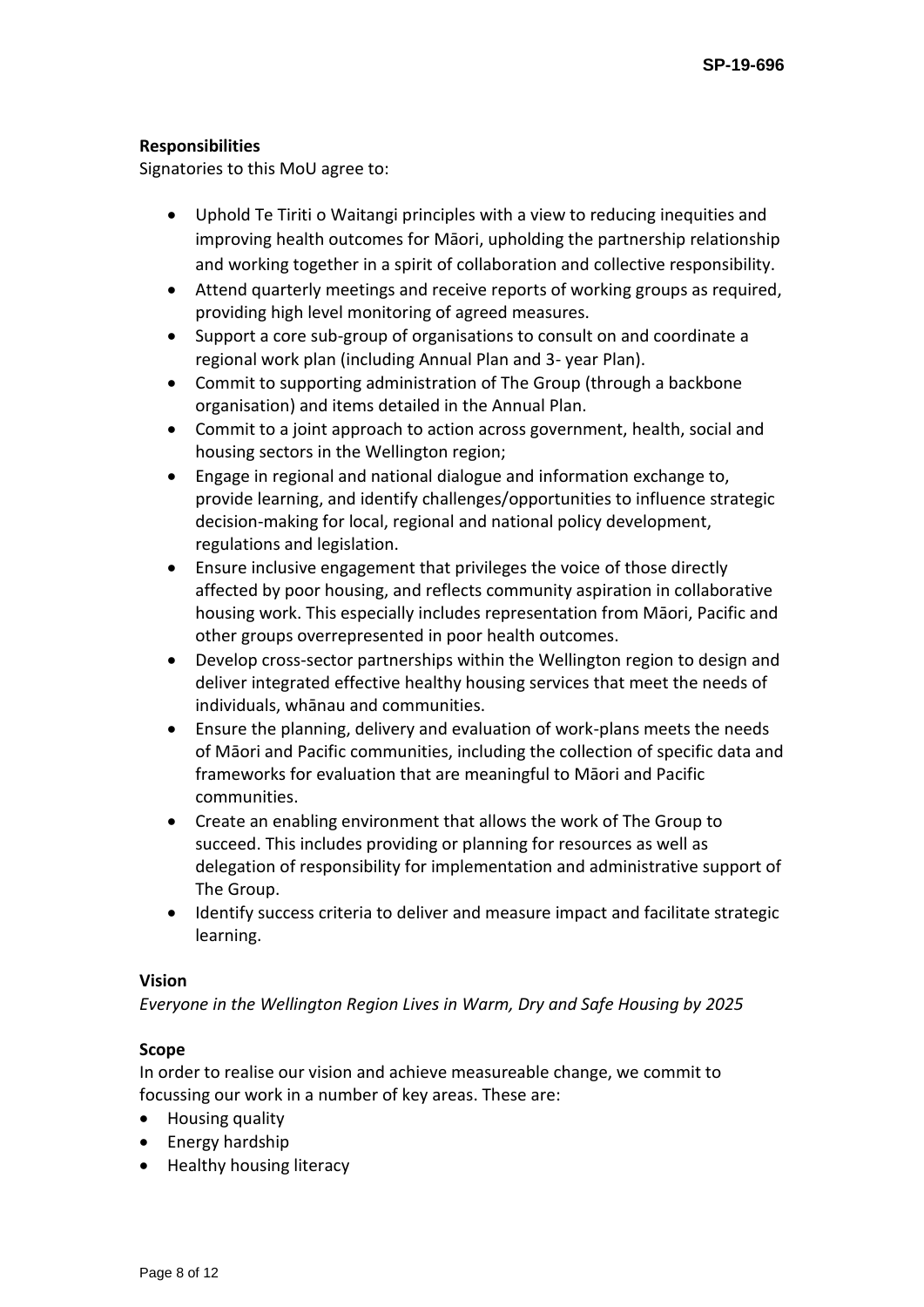**Responsibilities**

Signatories to this MoU agree to:

- Uphold Te Tiriti o Waitangi principles with a view to reducing inequities and improving health outcomes for Māori, upholding the partnership relationship and working together in a spirit of collaboration and collective responsibility.
- Attend quarterly meetings and receive reports of working groups as required, providing high level monitoring of agreed measures.
- Support a core sub-group of organisations to consult on and coordinate a regional work plan (including Annual Plan and 3- year Plan).
- Commit to supporting administration of The Group (through a backbone organisation) and items detailed in the Annual Plan.
- Commit to a joint approach to action across government, health, social and housing sectors in the Wellington region;
- Engage in regional and national dialogue and information exchange to, provide learning, and identify challenges/opportunities to influence strategic decision-making for local, regional and national policy development, regulations and legislation.
- Ensure inclusive engagement that privileges the voice of those directly affected by poor housing, and reflects community aspiration in collaborative housing work. This especially includes representation from Māori, Pacific and other groups overrepresented in poor health outcomes.
- Develop cross-sector partnerships within the Wellington region to design and deliver integrated effective healthy housing services that meet the needs of individuals, whānau and communities.
- Ensure the planning, delivery and evaluation of work-plans meets the needs of Māori and Pacific communities, including the collection of specific data and frameworks for evaluation that are meaningful to Māori and Pacific communities.
- Create an enabling environment that allows the work of The Group to succeed. This includes providing or planning for resources as well as delegation of responsibility for implementation and administrative support of The Group.
- Identify success criteria to deliver and measure impact and facilitate strategic learning.

**Vision**

*Everyone in the Wellington Region Lives in Warm, Dry and Safe Housing by 2025*

**Scope**

In order to realise our vision and achieve measureable change, we commit to focussing our work in a number of key areas. These are:

- Housing quality
- Energy hardship
- Healthy housing literacy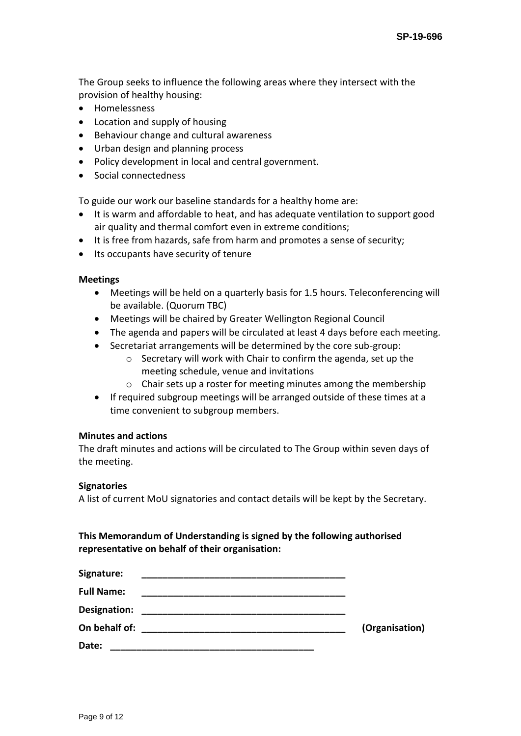The Group seeks to influence the following areas where they intersect with the provision of healthy housing:

- Homelessness
- Location and supply of housing
- Behaviour change and cultural awareness
- Urban design and planning process
- Policy development in local and central government.
- Social connectedness

To guide our work our baseline standards for a healthy home are:

- It is warm and affordable to heat, and has adequate ventilation to support good air quality and thermal comfort even in extreme conditions;
- It is free from hazards, safe from harm and promotes a sense of security;
- Its occupants have security of tenure

**Meetings**

- Meetings will be held on a quarterly basis for 1.5 hours. Teleconferencing will be available. (Quorum TBC)
- Meetings will be chaired by Greater Wellington Regional Council
- The agenda and papers will be circulated at least 4 days before each meeting.
- Secretariat arrangements will be determined by the core sub-group:
    - Secretary will work with Chair to confirm the agenda, set up the meeting schedule, venue and invitations
    - Chair sets up a roster for meeting minutes among the membership
- If required subgroup meetings will be arranged outside of these times at a time convenient to subgroup members.

**Minutes and actions**

The draft minutes and actions will be circulated to The Group within seven days of the meeting.

**Signatories**

A list of current MoU signatories and contact details will be kept by the Secretary.

**This Memorandum of Understanding is signed by the following authorised representative on behalf of their organisation:**

**Signature:** ________________________________________

**Full Name:** ________________________________________

**Designation:** ________________________________________

**On behalf of:** ________________________________________ **(Organisation)**

**Date:** ________________________________________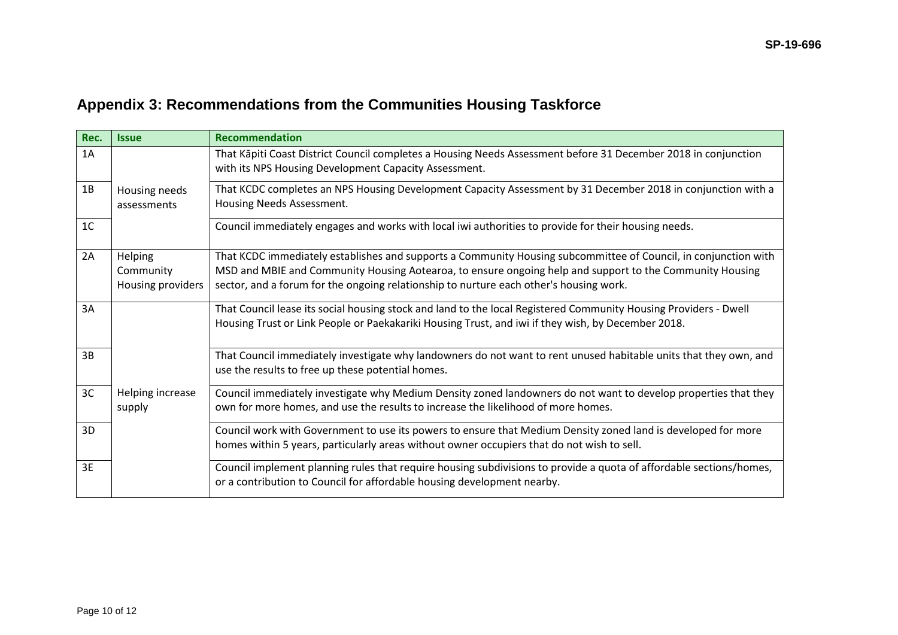## Appendix 3: Recommendations from the Communities Housing Taskforce

| Rec. | Issue | Recommendation |
|---|---|---|
| 1A | Housing needs assessments | That Kāpiti Coast District Council completes a Housing Needs Assessment before 31 December 2018 in conjunction with its NPS Housing Development Capacity Assessment. |
| 1B | | That KCDC completes an NPS Housing Development Capacity Assessment by 31 December 2018 in conjunction with a Housing Needs Assessment. |
| 1C | | Council immediately engages and works with local iwi authorities to provide for their housing needs. |
| 2A | Helping Community Housing providers | That KCDC immediately establishes and supports a Community Housing subcommittee of Council, in conjunction with MSD and MBIE and Community Housing Aotearoa, to ensure ongoing help and support to the Community Housing sector, and a forum for the ongoing relationship to nurture each other's housing work. |
| 3A | Helping increase supply | That Council lease its social housing stock and land to the local Registered Community Housing Providers - Dwell Housing Trust or Link People or Paekakariki Housing Trust, and iwi if they wish, by December 2018. |
| 3B | | That Council immediately investigate why landowners do not want to rent unused habitable units that they own, and use the results to free up these potential homes. |
| 3C | | Council immediately investigate why Medium Density zoned landowners do not want to develop properties that they own for more homes, and use the results to increase the likelihood of more homes. |
| 3D | | Council work with Government to use its powers to ensure that Medium Density zoned land is developed for more homes within 5 years, particularly areas without owner occupiers that do not wish to sell. |
| 3E | | Council implement planning rules that require housing subdivisions to provide a quota of affordable sections/homes, or a contribution to Council for affordable housing development nearby. |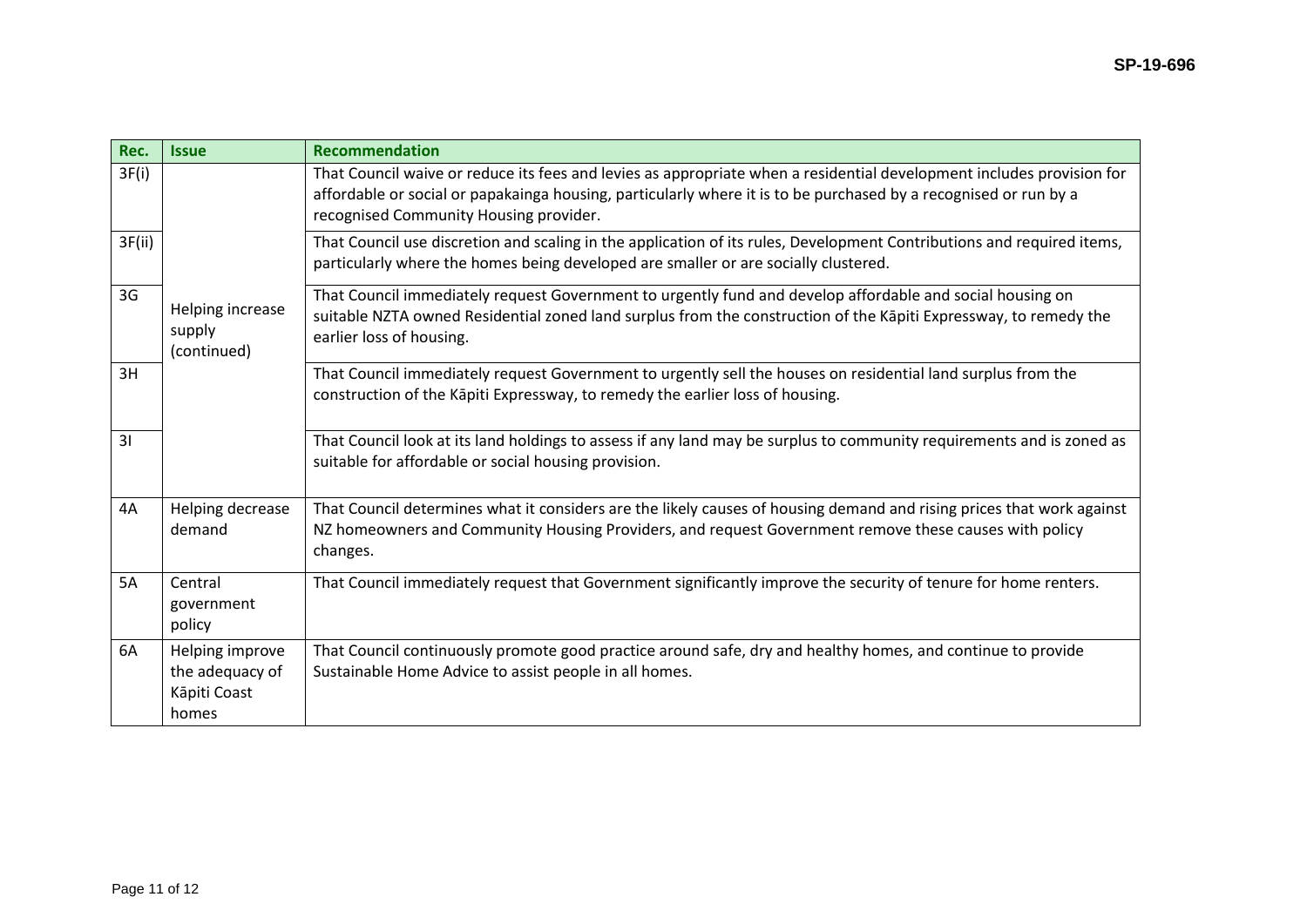| Rec. | Issue | Recommendation |
|---|---|---|
| 3F(i) | Helping increase supply (continued) | That Council waive or reduce its fees and levies as appropriate when a residential development includes provision for affordable or social or papakainga housing, particularly where it is to be purchased by a recognised or run by a recognised Community Housing provider. |
| 3F(ii) | | That Council use discretion and scaling in the application of its rules, Development Contributions and required items, particularly where the homes being developed are smaller or are socially clustered. |
| 3G | | That Council immediately request Government to urgently fund and develop affordable and social housing on suitable NZTA owned Residential zoned land surplus from the construction of the Kāpiti Expressway, to remedy the earlier loss of housing. |
| 3H | | That Council immediately request Government to urgently sell the houses on residential land surplus from the construction of the Kāpiti Expressway, to remedy the earlier loss of housing. |
| 3I | | That Council look at its land holdings to assess if any land may be surplus to community requirements and is zoned as suitable for affordable or social housing provision. |
| 4A | Helping decrease demand | That Council determines what it considers are the likely causes of housing demand and rising prices that work against NZ homeowners and Community Housing Providers, and request Government remove these causes with policy changes. |
| 5A | Central government policy | That Council immediately request that Government significantly improve the security of tenure for home renters. |
| 6A | Helping improve the adequacy of Kāpiti Coast homes | That Council continuously promote good practice around safe, dry and healthy homes, and continue to provide Sustainable Home Advice to assist people in all homes. |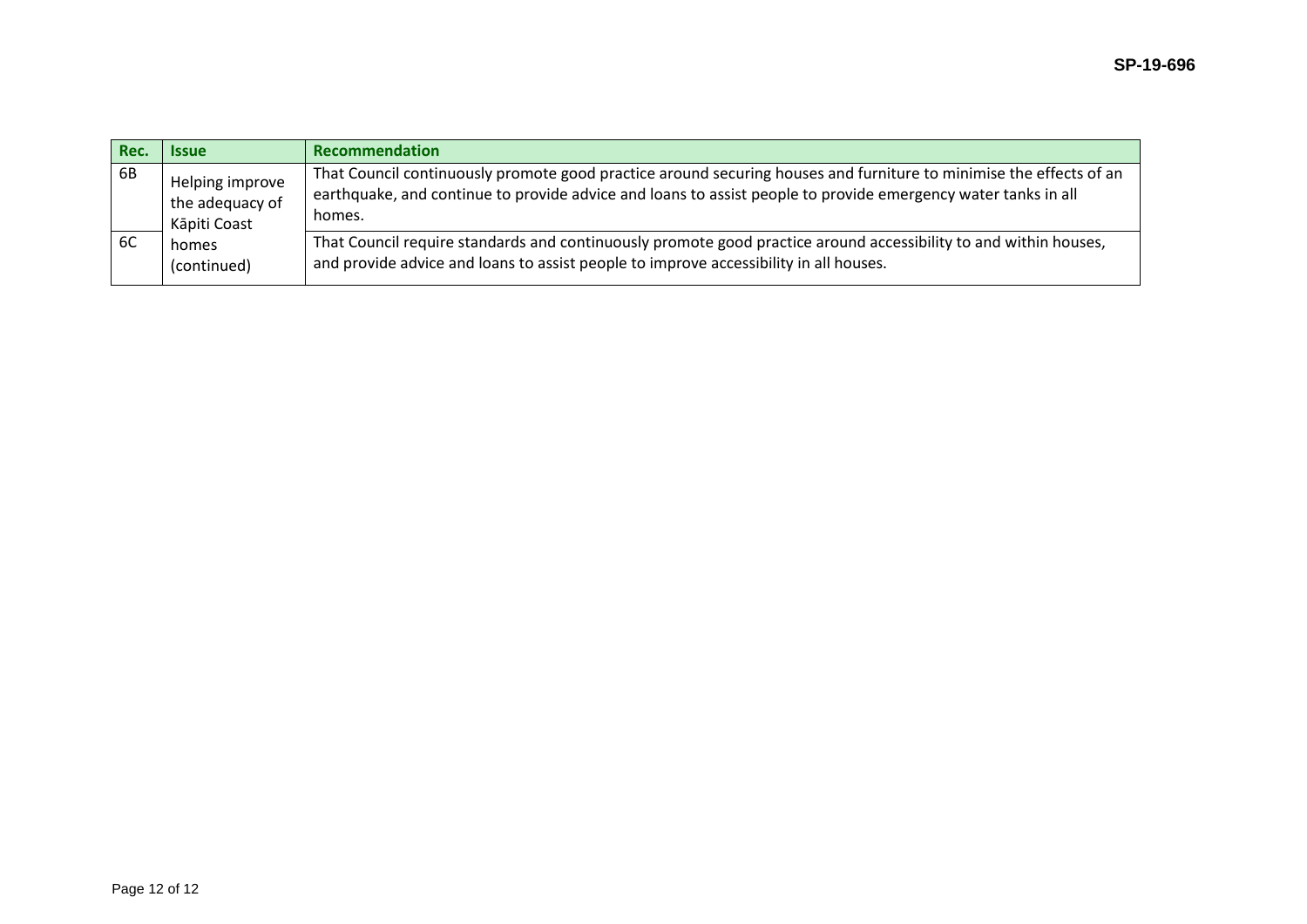| Rec. | Issue | Recommendation |
|---|---|---|
| 6B | Helping improve the adequacy of Kāpiti Coast homes (continued) | That Council continuously promote good practice around securing houses and furniture to minimise the effects of an earthquake, and continue to provide advice and loans to assist people to provide emergency water tanks in all homes. |
| 6C | | That Council require standards and continuously promote good practice around accessibility to and within houses, and provide advice and loans to assist people to improve accessibility in all houses. |